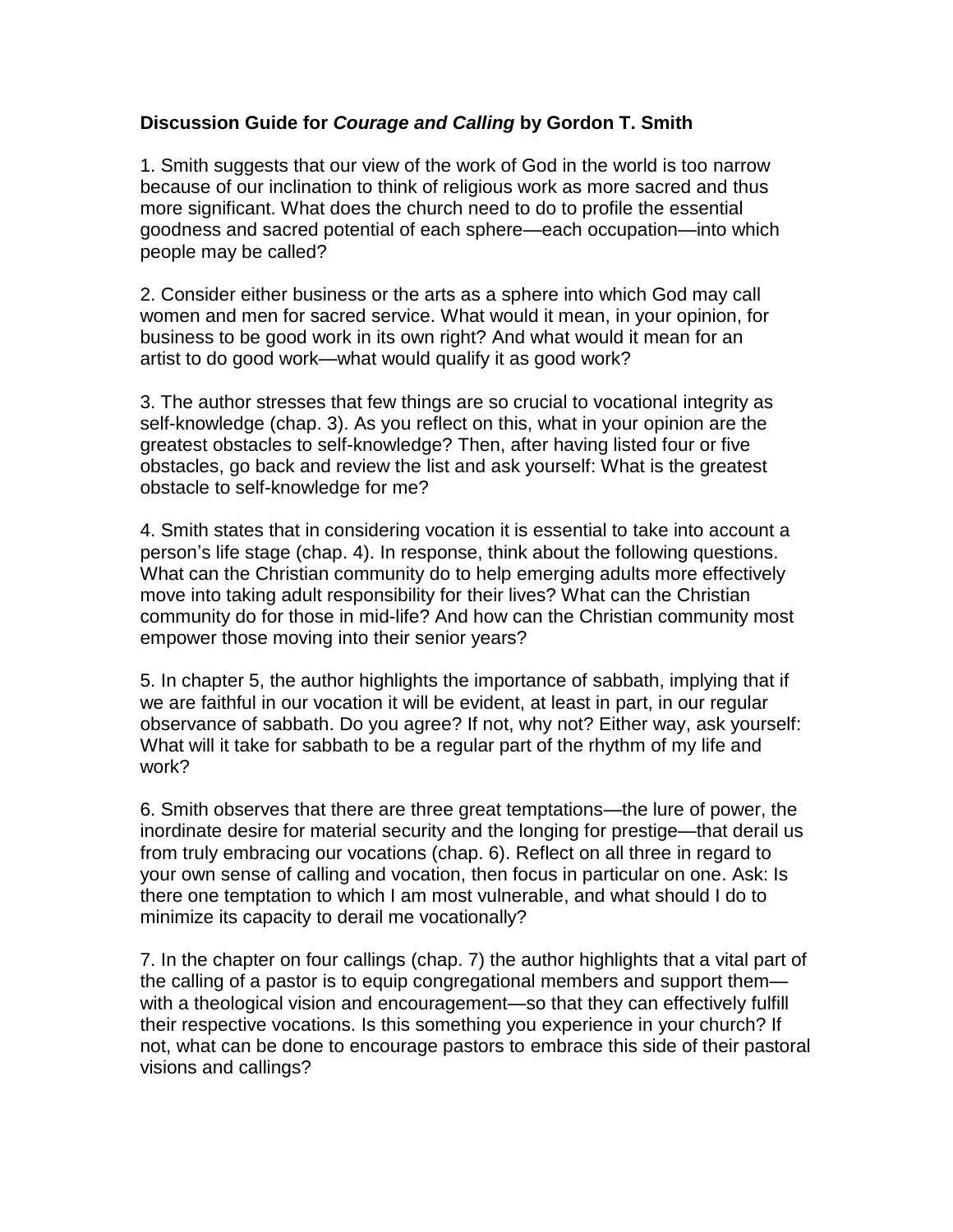**Discussion Guide for *Courage and Calling* by Gordon T. Smith**

1. Smith suggests that our view of the work of God in the world is too narrow because of our inclination to think of religious work as more sacred and thus more significant. What does the church need to do to profile the essential goodness and sacred potential of each sphere—each occupation—into which people may be called?

2. Consider either business or the arts as a sphere into which God may call women and men for sacred service. What would it mean, in your opinion, for business to be good work in its own right? And what would it mean for an artist to do good work—what would qualify it as good work?

3. The author stresses that few things are so crucial to vocational integrity as self-knowledge (chap. 3). As you reflect on this, what in your opinion are the greatest obstacles to self-knowledge? Then, after having listed four or five obstacles, go back and review the list and ask yourself: What is the greatest obstacle to self-knowledge for me?

4. Smith states that in considering vocation it is essential to take into account a person's life stage (chap. 4). In response, think about the following questions. What can the Christian community do to help emerging adults more effectively move into taking adult responsibility for their lives? What can the Christian community do for those in mid-life? And how can the Christian community most empower those moving into their senior years?

5. In chapter 5, the author highlights the importance of sabbath, implying that if we are faithful in our vocation it will be evident, at least in part, in our regular observance of sabbath. Do you agree? If not, why not? Either way, ask yourself: What will it take for sabbath to be a regular part of the rhythm of my life and work?

6. Smith observes that there are three great temptations—the lure of power, the inordinate desire for material security and the longing for prestige—that derail us from truly embracing our vocations (chap. 6). Reflect on all three in regard to your own sense of calling and vocation, then focus in particular on one. Ask: Is there one temptation to which I am most vulnerable, and what should I do to minimize its capacity to derail me vocationally?

7. In the chapter on four callings (chap. 7) the author highlights that a vital part of the calling of a pastor is to equip congregational members and support them—with a theological vision and encouragement—so that they can effectively fulfill their respective vocations. Is this something you experience in your church? If not, what can be done to encourage pastors to embrace this side of their pastoral visions and callings?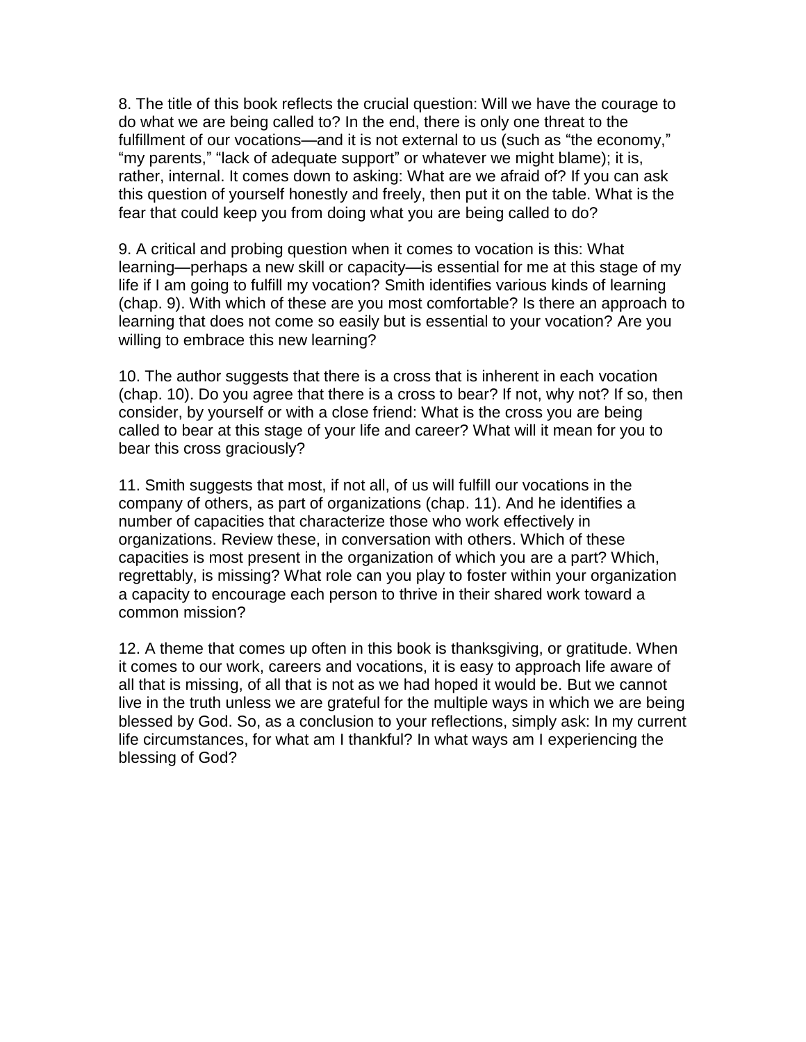8. The title of this book reflects the crucial question: Will we have the courage to do what we are being called to? In the end, there is only one threat to the fulfillment of our vocations—and it is not external to us (such as "the economy," "my parents," "lack of adequate support" or whatever we might blame); it is, rather, internal. It comes down to asking: What are we afraid of? If you can ask this question of yourself honestly and freely, then put it on the table. What is the fear that could keep you from doing what you are being called to do?

9. A critical and probing question when it comes to vocation is this: What learning—perhaps a new skill or capacity—is essential for me at this stage of my life if I am going to fulfill my vocation? Smith identifies various kinds of learning (chap. 9). With which of these are you most comfortable? Is there an approach to learning that does not come so easily but is essential to your vocation? Are you willing to embrace this new learning?

10. The author suggests that there is a cross that is inherent in each vocation (chap. 10). Do you agree that there is a cross to bear? If not, why not? If so, then consider, by yourself or with a close friend: What is the cross you are being called to bear at this stage of your life and career? What will it mean for you to bear this cross graciously?

11. Smith suggests that most, if not all, of us will fulfill our vocations in the company of others, as part of organizations (chap. 11). And he identifies a number of capacities that characterize those who work effectively in organizations. Review these, in conversation with others. Which of these capacities is most present in the organization of which you are a part? Which, regrettably, is missing? What role can you play to foster within your organization a capacity to encourage each person to thrive in their shared work toward a common mission?

12. A theme that comes up often in this book is thanksgiving, or gratitude. When it comes to our work, careers and vocations, it is easy to approach life aware of all that is missing, of all that is not as we had hoped it would be. But we cannot live in the truth unless we are grateful for the multiple ways in which we are being blessed by God. So, as a conclusion to your reflections, simply ask: In my current life circumstances, for what am I thankful? In what ways am I experiencing the blessing of God?